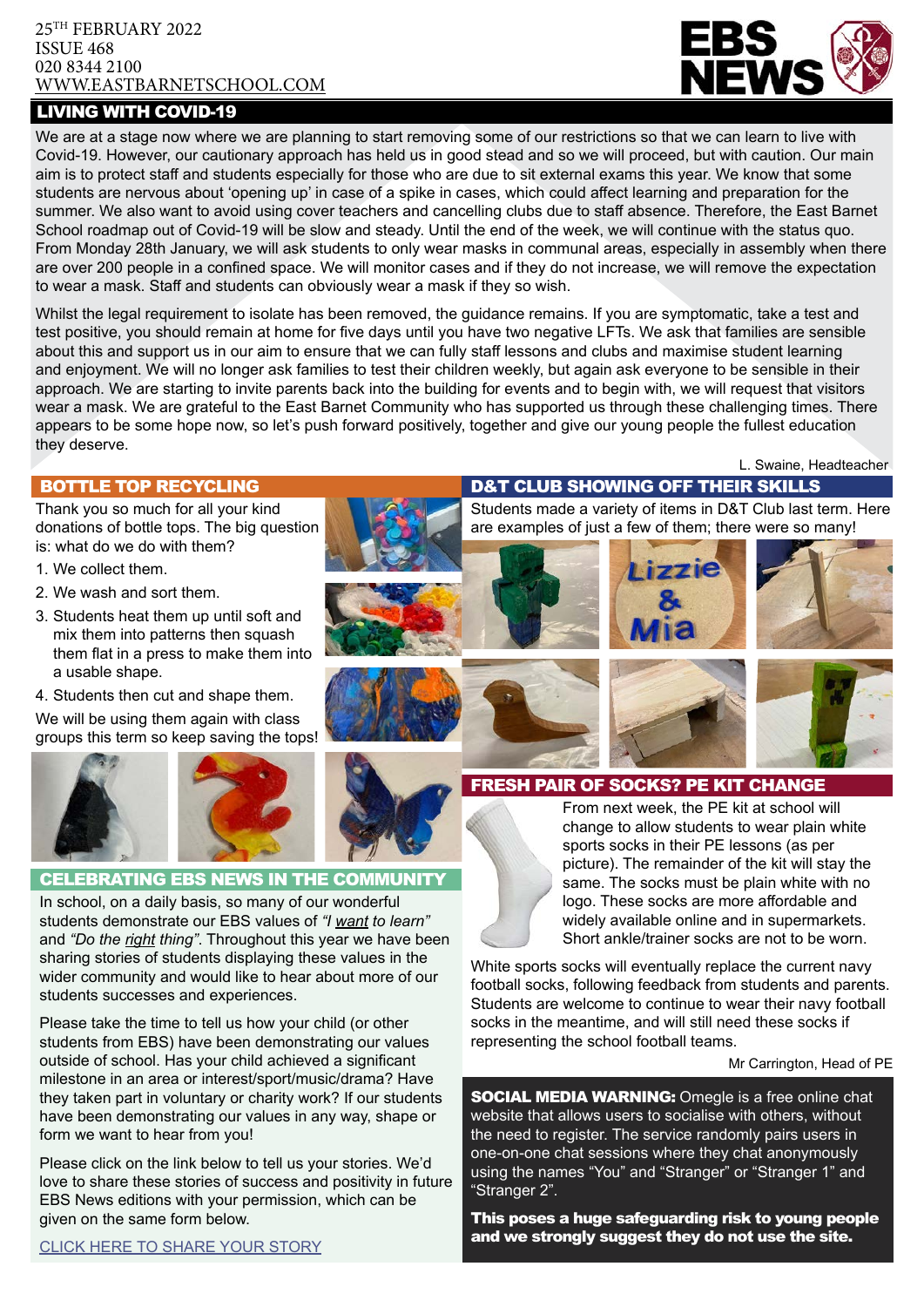25TH FEBRUARY 2022
ISSUE 468
020 8344 2100
WWW.EASTBARNETSCHOOL.COM

# EBS NEWS

## LIVING WITH COVID-19

We are at a stage now where we are planning to start removing some of our restrictions so that we can learn to live with Covid-19. However, our cautionary approach has held us in good stead and so we will proceed, but with caution. Our main aim is to protect staff and students especially for those who are due to sit external exams this year. We know that some students are nervous about 'opening up' in case of a spike in cases, which could affect learning and preparation for the summer. We also want to avoid using cover teachers and cancelling clubs due to staff absence. Therefore, the East Barnet School roadmap out of Covid-19 will be slow and steady. Until the end of the week, we will continue with the status quo. From Monday 28th January, we will ask students to only wear masks in communal areas, especially in assembly when there are over 200 people in a confined space. We will monitor cases and if they do not increase, we will remove the expectation to wear a mask. Staff and students can obviously wear a mask if they so wish.

Whilst the legal requirement to isolate has been removed, the guidance remains. If you are symptomatic, take a test and test positive, you should remain at home for five days until you have two negative LFTs. We ask that families are sensible about this and support us in our aim to ensure that we can fully staff lessons and clubs and maximise student learning and enjoyment. We will no longer ask families to test their children weekly, but again ask everyone to be sensible in their approach. We are starting to invite parents back into the building for events and to begin with, we will request that visitors wear a mask. We are grateful to the East Barnet Community who has supported us through these challenging times. There appears to be some hope now, so let's push forward positively, together and give our young people the fullest education they deserve.

L. Swaine, Headteacher

## BOTTLE TOP RECYCLING

Thank you so much for all your kind donations of bottle tops. The big question is: what do we do with them?

1. We collect them.
2. We wash and sort them.
3. Students heat them up until soft and mix them into patterns then squash them flat in a press to make them into a usable shape.
4. Students then cut and shape them.

We will be using them again with class groups this term so keep saving the tops!

## CELEBRATING EBS NEWS IN THE COMMUNITY

In school, on a daily basis, so many of our wonderful students demonstrate our EBS values of *"I want to learn"* and *"Do the right thing"*. Throughout this year we have been sharing stories of students displaying these values in the wider community and would like to hear about more of our students successes and experiences.

Please take the time to tell us how your child (or other students from EBS) have been demonstrating our values outside of school. Has your child achieved a significant milestone in an area or interest/sport/music/drama? Have they taken part in voluntary or charity work? If our students have been demonstrating our values in any way, shape or form we want to hear from you!

Please click on the link below to tell us your stories. We'd love to share these stories of success and positivity in future EBS News editions with your permission, which can be given on the same form below.

CLICK HERE TO SHARE YOUR STORY

## D&T CLUB SHOWING OFF THEIR SKILLS

Students made a variety of items in D&T Club last term. Here are examples of just a few of them; there were so many!

## FRESH PAIR OF SOCKS? PE KIT CHANGE

From next week, the PE kit at school will change to allow students to wear plain white sports socks in their PE lessons (as per picture). The remainder of the kit will stay the same. The socks must be plain white with no logo. These socks are more affordable and widely available online and in supermarkets. Short ankle/trainer socks are not to be worn.

White sports socks will eventually replace the current navy football socks, following feedback from students and parents. Students are welcome to continue to wear their navy football socks in the meantime, and will still need these socks if representing the school football teams.

Mr Carrington, Head of PE

**SOCIAL MEDIA WARNING:** Omegle is a free online chat website that allows users to socialise with others, without the need to register. The service randomly pairs users in one-on-one chat sessions where they chat anonymously using the names "You" and "Stranger" or "Stranger 1" and "Stranger 2".

**This poses a huge safeguarding risk to young people and we strongly suggest they do not use the site.**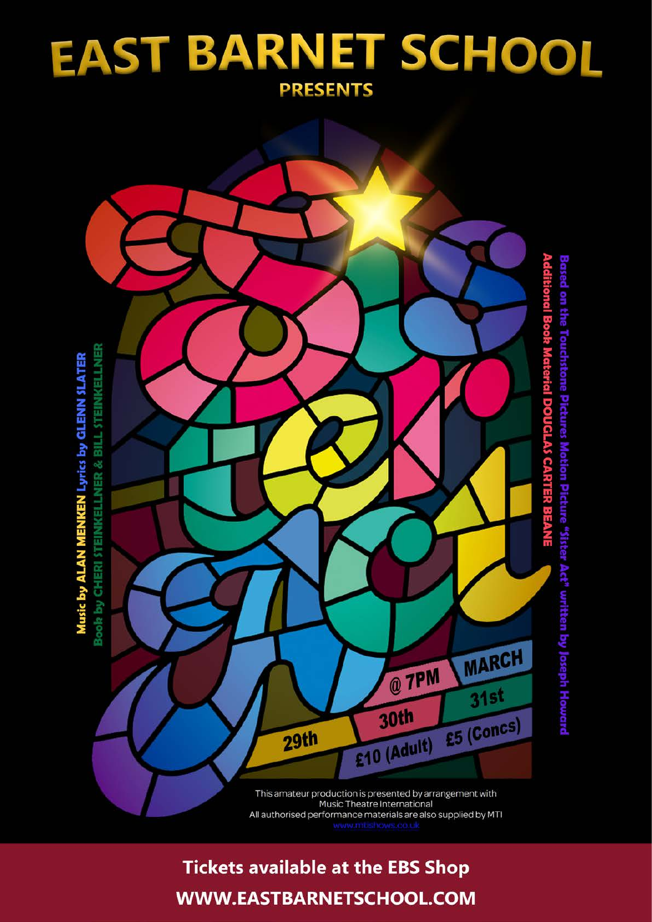# EAST BARNET SCHOOL

## PRESENTS

# Sister Act

Music by ALAN MENKEN Lyrics by GLENN SLATER

Book by CHERI STEINKELLNER & BILL STEINKELLNER

Based on the Touchstone Pictures Motion Picture "Sister Act" written by Joseph Howard

Additional Book Material DOUGLAS CARTER BEANE

MARCH 29th 30th 31st @ 7PM

£10 (Adult) £5 (Concs)

This amateur production is presented by arrangement with Music Theatre International

All authorised performance materials are also supplied by MTI

www.mtishows.co.uk

**Tickets available at the EBS Shop**

**WWW.EASTBARNETSCHOOL.COM**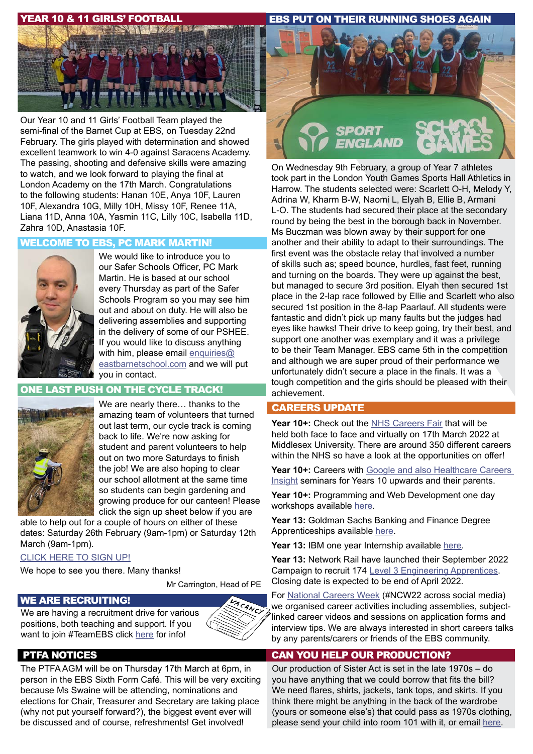## YEAR 10 & 11 GIRLS' FOOTBALL

Our Year 10 and 11 Girls' Football Team played the semi-final of the Barnet Cup at EBS, on Tuesday 22nd February. The girls played with determination and showed excellent teamwork to win 4-0 against Saracens Academy. The passing, shooting and defensive skills were amazing to watch, and we look forward to playing the final at London Academy on the 17th March. Congratulations to the following students: Hanan 10E, Anya 10F, Lauren 10F, Alexandra 10G, Milly 10H, Missy 10F, Renee 11A, Liana 11D, Anna 10A, Yasmin 11C, Lilly 10C, Isabella 11D, Zahra 10D, Anastasia 10F.

## WELCOME TO EBS, PC MARK MARTIN!

We would like to introduce you to our Safer Schools Officer, PC Mark Martin. He is based at our school every Thursday as part of the Safer Schools Program so you may see him out and about on duty. He will also be delivering assemblies and supporting in the delivery of some of our PSHEE. If you would like to discuss anything with him, please email enquiries@eastbarnetschool.com and we will put you in contact.

## ONE LAST PUSH ON THE CYCLE TRACK!

We are nearly there… thanks to the amazing team of volunteers that turned out last term, our cycle track is coming back to life. We're now asking for student and parent volunteers to help out on two more Saturdays to finish the job! We are also hoping to clear our school allotment at the same time so students can begin gardening and growing produce for our canteen! Please click the sign up sheet below if you are able to help out for a couple of hours on either of these dates: Saturday 26th February (9am-1pm) or Saturday 12th March (9am-1pm).

CLICK HERE TO SIGN UP!

We hope to see you there. Many thanks!

Mr Carrington, Head of PE

## WE ARE RECRUITING!

We are having a recruitment drive for various positions, both teaching and support. If you want to join #TeamEBS click here for info!

## PTFA NOTICES

The PTFA AGM will be on Thursday 17th March at 6pm, in person in the EBS Sixth Form Café. This will be very exciting because Ms Swaine will be attending, nominations and elections for Chair, Treasurer and Secretary are taking place (why not put yourself forward?), the biggest event ever will be discussed and of course, refreshments! Get involved!

## EBS PUT ON THEIR RUNNING SHOES AGAIN

On Wednesday 9th February, a group of Year 7 athletes took part in the London Youth Games Sports Hall Athletics in Harrow. The students selected were: Scarlett O-H, Melody Y, Adrina W, Kharm B-W, Naomi L, Elyah B, Ellie B, Armani L-O. The students had secured their place at the secondary round by being the best in the borough back in November. Ms Buczman was blown away by their support for one another and their ability to adapt to their surroundings. The first event was the obstacle relay that involved a number of skills such as; speed bounce, hurdles, fast feet, running and turning on the boards. They were up against the best, but managed to secure 3rd position. Elyah then secured 1st place in the 2-lap race followed by Ellie and Scarlett who also secured 1st position in the 8-lap Paarlauf. All students were fantastic and didn't pick up many faults but the judges had eyes like hawks! Their drive to keep going, try their best, and support one another was exemplary and it was a privilege to be their Team Manager. EBS came 5th in the competition and although we are super proud of their performance we unfortunately didn't secure a place in the finals. It was a tough competition and the girls should be pleased with their achievement.

## CAREERS UPDATE

**Year 10+:** Check out the NHS Careers Fair that will be held both face to face and virtually on 17th March 2022 at Middlesex University. There are around 350 different careers within the NHS so have a look at the opportunities on offer!

**Year 10+:** Careers with Google and also Healthcare Careers Insight seminars for Years 10 upwards and their parents.

**Year 10+:** Programming and Web Development one day workshops available here.

**Year 13:** Goldman Sachs Banking and Finance Degree Apprenticeships available here.

**Year 13:** IBM one year Internship available here.

**Year 13:** Network Rail have launched their September 2022 Campaign to recruit 174 Level 3 Engineering Apprentices. Closing date is expected to be end of April 2022.

For National Careers Week (#NCW22 across social media) we organised career activities including assemblies, subject-linked career videos and sessions on application forms and interview tips. We are always interested in short careers talks by any parents/carers or friends of the EBS community.

## CAN YOU HELP OUR PRODUCTION?

Our production of Sister Act is set in the late 1970s – do you have anything that we could borrow that fits the bill? We need flares, shirts, jackets, tank tops, and skirts. If you think there might be anything in the back of the wardrobe (yours or someone else's) that could pass as 1970s clothing, please send your child into room 101 with it, or email here.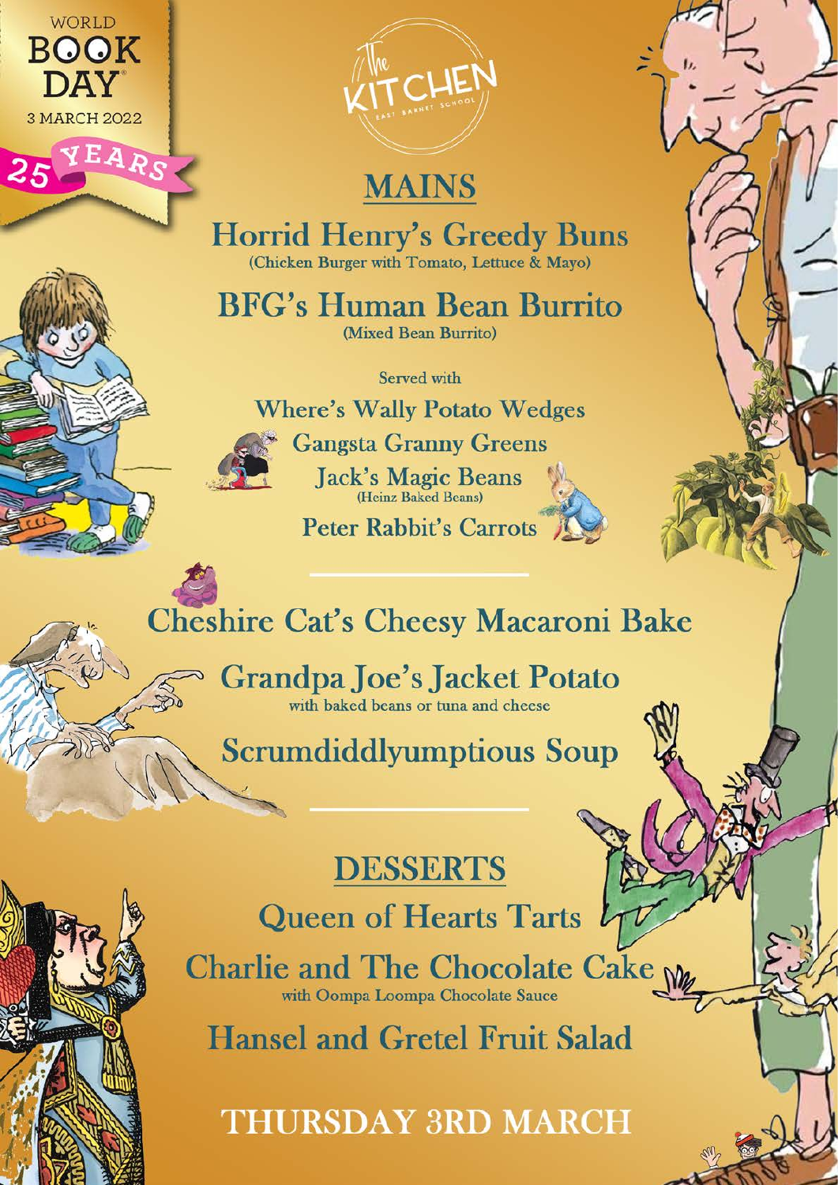WORLD BOOK DAY
3 MARCH 2022
25 YEARS

The KITCHEN
EAST BARNET SCHOOL

## MAINS

### Horrid Henry's Greedy Buns
(Chicken Burger with Tomato, Lettuce & Mayo)

### BFG's Human Bean Burrito
(Mixed Bean Burrito)

Served with

**Where's Wally Potato Wedges**

**Gangsta Granny Greens**

**Jack's Magic Beans**
(Heinz Baked Beans)

**Peter Rabbit's Carrots**

---

### Cheshire Cat's Cheesy Macaroni Bake

### Grandpa Joe's Jacket Potato
with baked beans or tuna and cheese

### Scrumdiddlyumptious Soup

---

## DESSERTS

### Queen of Hearts Tarts

### Charlie and The Chocolate Cake
with Oompa Loompa Chocolate Sauce

### Hansel and Gretel Fruit Salad

## THURSDAY 3RD MARCH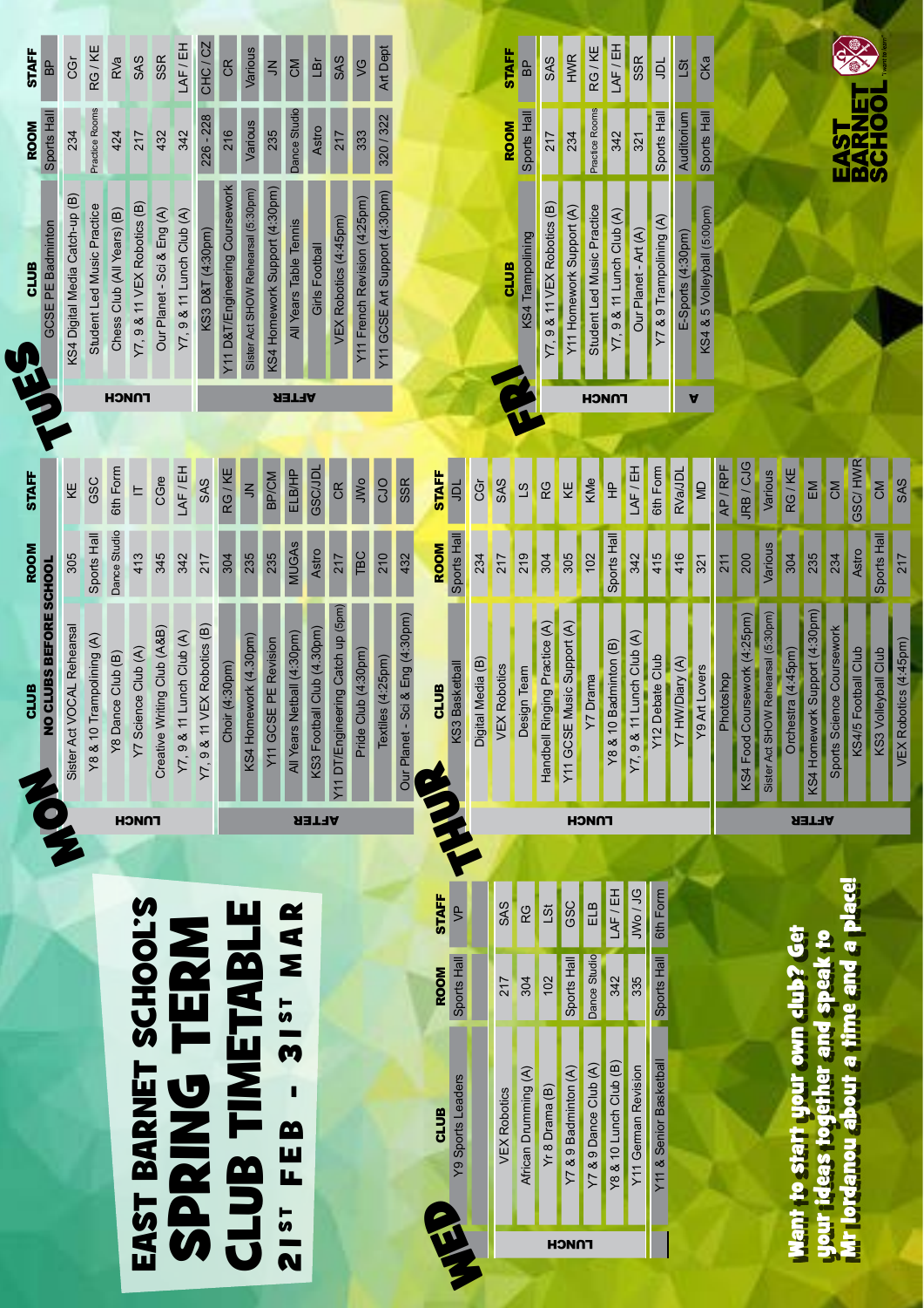# EAST BARNET SCHOOL'S SPRING TERM CLUB TIMETABLE

## 21ST FEB - 31ST MAR

## MON

| | CLUB | ROOM | STAFF |
|---|---|---|---|
| | NO CLUBS BEFORE SCHOOL | | |
| LUNCH | Sister Act VOCAL Rehearsal | 305 | KE |
| LUNCH | Y8 & 10 Trampolining (A) | Sports Hall | GSC |
| LUNCH | Y8 Dance Club (B) | Dance Studio | 6th Form |
| LUNCH | Y7 Science Club (A) | 413 | IT |
| LUNCH | Creative Writing Club (A&B) | 345 | CGre |
| LUNCH | Y7, 9 & 11 Lunch Club (A) | 342 | LAF / EH |
| LUNCH | Y7, 9 & 11 VEX Robotics (B) | 217 | SAS |
| AFTER | Choir (4:30pm) | 304 | RG / KE |
| AFTER | KS4 Homework (4.30pm) | 235 | JN |
| AFTER | Y11 GCSE PE Revision | 235 | BP/CM |
| AFTER | All Years Netball (4:30pm) | MUGAs | ELB/HP |
| AFTER | KS3 Football Club (4.30pm) | Astro | GSC/JDL |
| AFTER | Y11 DT/Engineering Catch up (5pm) | 217 | CR |
| AFTER | Pride Club (4:30pm) | TBC | JWo |
| AFTER | Textiles (4:25pm) | 210 | CJO |
| AFTER | Our Planet - Sci & Eng (4:30pm) | 432 | SSR |

## TUES

| | CLUB | ROOM | STAFF |
|---|---|---|---|
| | GCSE PE Badminton | Sports Hall | BP |
| LUNCH | KS4 Digital Media Catch-up (B) | 234 | CGr |
| LUNCH | Student Led Music Practice | Practice Rooms | RG / KE |
| LUNCH | Chess Club (All Years) (B) | 424 | RVa |
| LUNCH | Y7, 9 & 11 VEX Robotics (B) | 217 | SAS |
| LUNCH | Our Planet - Sci & Eng (A) | 432 | SSR |
| LUNCH | Y7, 9 & 11 Lunch Club (A) | 342 | LAF / EH |
| AFTER | KS3 D&T (4:30pm) | 226 - 228 | CHC / CZ |
| AFTER | Y11 D&T/Engineering Coursework | 216 | CR |
| AFTER | Sister Act SHOW Rehearsal (5:30pm) | Various | Various |
| AFTER | KS4 Homework Support (4:30pm) | 235 | JN |
| AFTER | All Years Table Tennis | Dance Studio | CM |
| AFTER | Girls Football | Astro | LBr |
| AFTER | VEX Robotics (4:45pm) | 217 | SAS |
| AFTER | Y11 French Revision (4:25pm) | 333 | VG |
| AFTER | Y11 GCSE Art Support (4:30pm) | 320 / 322 | Art Dept |

## WED

| | CLUB | ROOM | STAFF |
|---|---|---|---|
| | Y9 Sports Leaders | Sports Hall | VP |
| LUNCH | VEX Robotics | 217 | SAS |
| LUNCH | African Drumming (A) | 304 | RG |
| LUNCH | Yr 8 Drama (B) | 102 | LSt |
| LUNCH | Y7 & 9 Badminton (A) | Sports Hall | GSC |
| LUNCH | Y7 & 9 Dance Club (A) | Dance Studio | ELB |
| LUNCH | Y8 & 10 Lunch Club (B) | 342 | LAF / EH |
| LUNCH | Y11 German Revision | 335 | JWo / JG |
| LUNCH | Y11 & Senior Basketball | Sports Hall | 6th Form |

## THUR

| | CLUB | ROOM | STAFF |
|---|---|---|---|
| | KS3 Basketball | Sports Hall | JDL |
| LUNCH | Digital Media (B) | 234 | CGr |
| LUNCH | VEX Robotics | 217 | SAS |
| LUNCH | Design Team | 219 | LS |
| LUNCH | Handbell Ringing Practice (A) | 304 | RG |
| LUNCH | Y11 GCSE Music Support (A) | 305 | KE |
| LUNCH | Y7 Drama | 102 | KMe |
| LUNCH | Y8 & 10 Badminton (B) | Sports Hall | HP |
| LUNCH | Y7, 9 & 11 Lunch Club (A) | 342 | LAF / EH |
| LUNCH | Y12 Debate Club | 415 | 6th Form |
| LUNCH | Y7 HW/Diary (A) | 416 | RVa/JDL |
| LUNCH | Y9 Art Lovers | 321 | MD |
| AFTER | Photoshop | 211 | AP / RPF |
| AFTER | KS4 Food Coursework (4:25pm) | 200 | JRB / CJG |
| AFTER | Sister Act SHOW Rehearsal (5:30pm) | Various | Various |
| AFTER | Orchestra (4:45pm) | 304 | RG / KE |
| AFTER | KS4 Homework Support (4:30pm) | 235 | EM |
| AFTER | Sports Science Coursework | 234 | CM |
| AFTER | KS4/5 Football Club | Astro | GSC/ HWR |
| AFTER | KS3 Volleyball Club | Sports Hall | CM |
| AFTER | VEX Robotics (4:45pm) | 217 | SAS |

## FRI

| | CLUB | ROOM | STAFF |
|---|---|---|---|
| | KS4 Trampolining | Sports Hall | BP |
| LUNCH | Y7, 9 & 11 VEX Robotics (B) | 217 | SAS |
| LUNCH | Y11 Homework Support (A) | 234 | HWR |
| LUNCH | Student Led Music Practice | Practice Rooms | RG / KE |
| LUNCH | Y7, 9 & 11 Lunch Club (A) | 342 | LAF / EH |
| LUNCH | Our Planet - Art (A) | 321 | SSR |
| LUNCH | Y7 & 9 Trampolining (A) | Sports Hall | JDL |
| LUNCH | E-Sports (4:30pm) | Auditorium | LSt |
| A | KS4 & 5 Volleyball (5:00pm) | Sports Hall | CKa |

**Want to start your own club? Get your ideas together and speak to Mr Iordanou about a time and a place!**

EAST BARNET SCHOOL